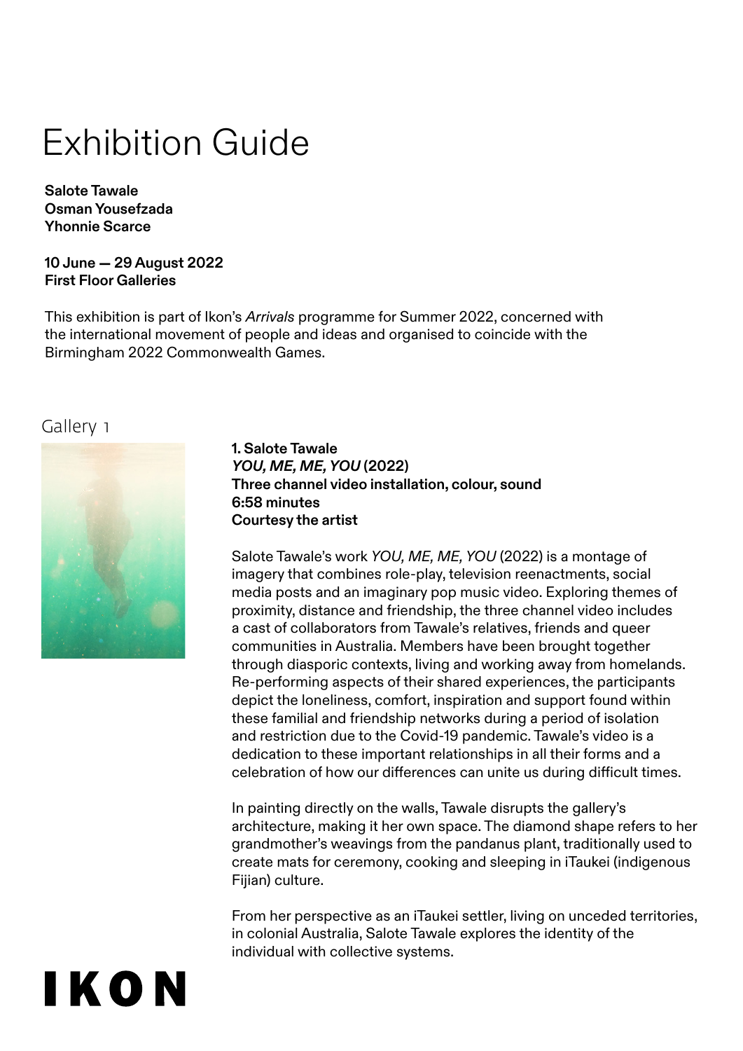# Exhibition Guide

**Salote Tawale**
**Osman Yousefzada**
**Yhonnie Scarce**

**10 June — 29 August 2022**
**First Floor Galleries**

This exhibition is part of Ikon's *Arrivals* programme for Summer 2022, concerned with the international movement of people and ideas and organised to coincide with the Birmingham 2022 Commonwealth Games.

## Gallery 1

**1. Salote Tawale**
***YOU, ME, ME, YOU* (2022)**
**Three channel video installation, colour, sound**
**6:58 minutes**
**Courtesy the artist**

Salote Tawale's work *YOU, ME, ME, YOU* (2022) is a montage of imagery that combines role-play, television reenactments, social media posts and an imaginary pop music video. Exploring themes of proximity, distance and friendship, the three channel video includes a cast of collaborators from Tawale's relatives, friends and queer communities in Australia. Members have been brought together through diasporic contexts, living and working away from homelands. Re-performing aspects of their shared experiences, the participants depict the loneliness, comfort, inspiration and support found within these familial and friendship networks during a period of isolation and restriction due to the Covid-19 pandemic. Tawale's video is a dedication to these important relationships in all their forms and a celebration of how our differences can unite us during difficult times.

In painting directly on the walls, Tawale disrupts the gallery's architecture, making it her own space. The diamond shape refers to her grandmother's weavings from the pandanus plant, traditionally used to create mats for ceremony, cooking and sleeping in iTaukei (indigenous Fijian) culture.

From her perspective as an iTaukei settler, living on unceded territories, in colonial Australia, Salote Tawale explores the identity of the individual with collective systems.

IKON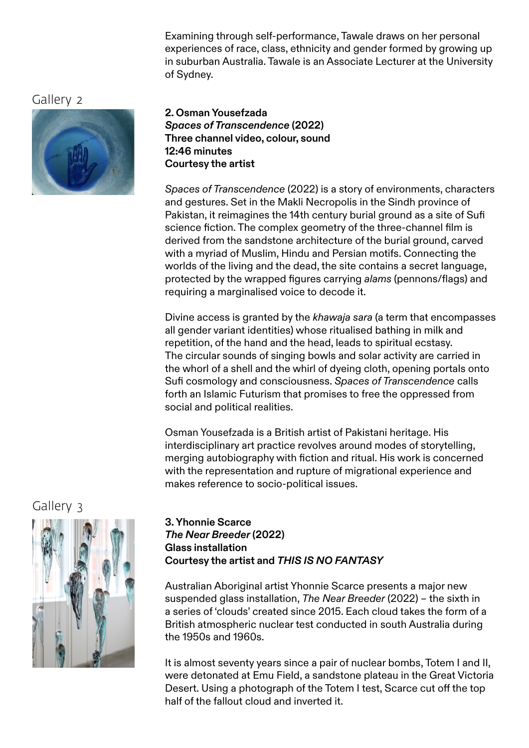Examining through self-performance, Tawale draws on her personal experiences of race, class, ethnicity and gender formed by growing up in suburban Australia. Tawale is an Associate Lecturer at the University of Sydney.

## Gallery 2

**2. Osman Yousefzada**
***Spaces of Transcendence* (2022)**
**Three channel video, colour, sound**
**12:46 minutes**
**Courtesy the artist**

*Spaces of Transcendence* (2022) is a story of environments, characters and gestures. Set in the Makli Necropolis in the Sindh province of Pakistan, it reimagines the 14th century burial ground as a site of Sufi science fiction. The complex geometry of the three-channel film is derived from the sandstone architecture of the burial ground, carved with a myriad of Muslim, Hindu and Persian motifs. Connecting the worlds of the living and the dead, the site contains a secret language, protected by the wrapped figures carrying *alams* (pennons/flags) and requiring a marginalised voice to decode it.

Divine access is granted by the *khawaja sara* (a term that encompasses all gender variant identities) whose ritualised bathing in milk and repetition, of the hand and the head, leads to spiritual ecstasy. The circular sounds of singing bowls and solar activity are carried in the whorl of a shell and the whirl of dyeing cloth, opening portals onto Sufi cosmology and consciousness. *Spaces of Transcendence* calls forth an Islamic Futurism that promises to free the oppressed from social and political realities.

Osman Yousefzada is a British artist of Pakistani heritage. His interdisciplinary art practice revolves around modes of storytelling, merging autobiography with fiction and ritual. His work is concerned with the representation and rupture of migrational experience and makes reference to socio-political issues.

## Gallery 3

**3. Yhonnie Scarce**
***The Near Breeder* (2022)**
**Glass installation**
**Courtesy the artist and *THIS IS NO FANTASY***

Australian Aboriginal artist Yhonnie Scarce presents a major new suspended glass installation, *The Near Breeder* (2022) – the sixth in a series of 'clouds' created since 2015. Each cloud takes the form of a British atmospheric nuclear test conducted in south Australia during the 1950s and 1960s.

It is almost seventy years since a pair of nuclear bombs, Totem I and II, were detonated at Emu Field, a sandstone plateau in the Great Victoria Desert. Using a photograph of the Totem I test, Scarce cut off the top half of the fallout cloud and inverted it.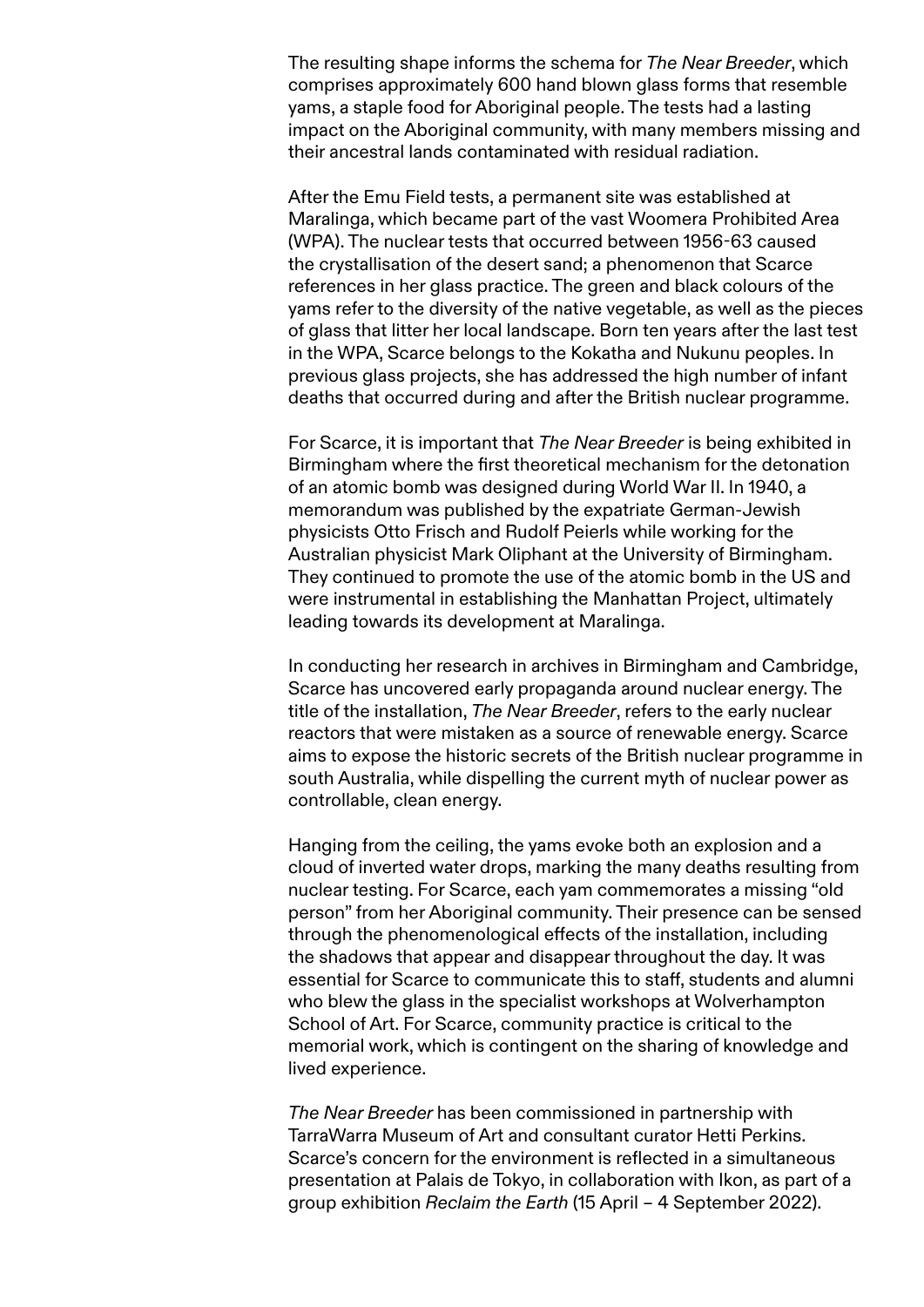The resulting shape informs the schema for *The Near Breeder*, which comprises approximately 600 hand blown glass forms that resemble yams, a staple food for Aboriginal people. The tests had a lasting impact on the Aboriginal community, with many members missing and their ancestral lands contaminated with residual radiation.

After the Emu Field tests, a permanent site was established at Maralinga, which became part of the vast Woomera Prohibited Area (WPA). The nuclear tests that occurred between 1956-63 caused the crystallisation of the desert sand; a phenomenon that Scarce references in her glass practice. The green and black colours of the yams refer to the diversity of the native vegetable, as well as the pieces of glass that litter her local landscape. Born ten years after the last test in the WPA, Scarce belongs to the Kokatha and Nukunu peoples. In previous glass projects, she has addressed the high number of infant deaths that occurred during and after the British nuclear programme.

For Scarce, it is important that *The Near Breeder* is being exhibited in Birmingham where the first theoretical mechanism for the detonation of an atomic bomb was designed during World War II. In 1940, a memorandum was published by the expatriate German-Jewish physicists Otto Frisch and Rudolf Peierls while working for the Australian physicist Mark Oliphant at the University of Birmingham. They continued to promote the use of the atomic bomb in the US and were instrumental in establishing the Manhattan Project, ultimately leading towards its development at Maralinga.

In conducting her research in archives in Birmingham and Cambridge, Scarce has uncovered early propaganda around nuclear energy. The title of the installation, *The Near Breeder*, refers to the early nuclear reactors that were mistaken as a source of renewable energy. Scarce aims to expose the historic secrets of the British nuclear programme in south Australia, while dispelling the current myth of nuclear power as controllable, clean energy.

Hanging from the ceiling, the yams evoke both an explosion and a cloud of inverted water drops, marking the many deaths resulting from nuclear testing. For Scarce, each yam commemorates a missing "old person" from her Aboriginal community. Their presence can be sensed through the phenomenological effects of the installation, including the shadows that appear and disappear throughout the day. It was essential for Scarce to communicate this to staff, students and alumni who blew the glass in the specialist workshops at Wolverhampton School of Art. For Scarce, community practice is critical to the memorial work, which is contingent on the sharing of knowledge and lived experience.

*The Near Breeder* has been commissioned in partnership with TarraWarra Museum of Art and consultant curator Hetti Perkins. Scarce's concern for the environment is reflected in a simultaneous presentation at Palais de Tokyo, in collaboration with Ikon, as part of a group exhibition *Reclaim the Earth* (15 April – 4 September 2022).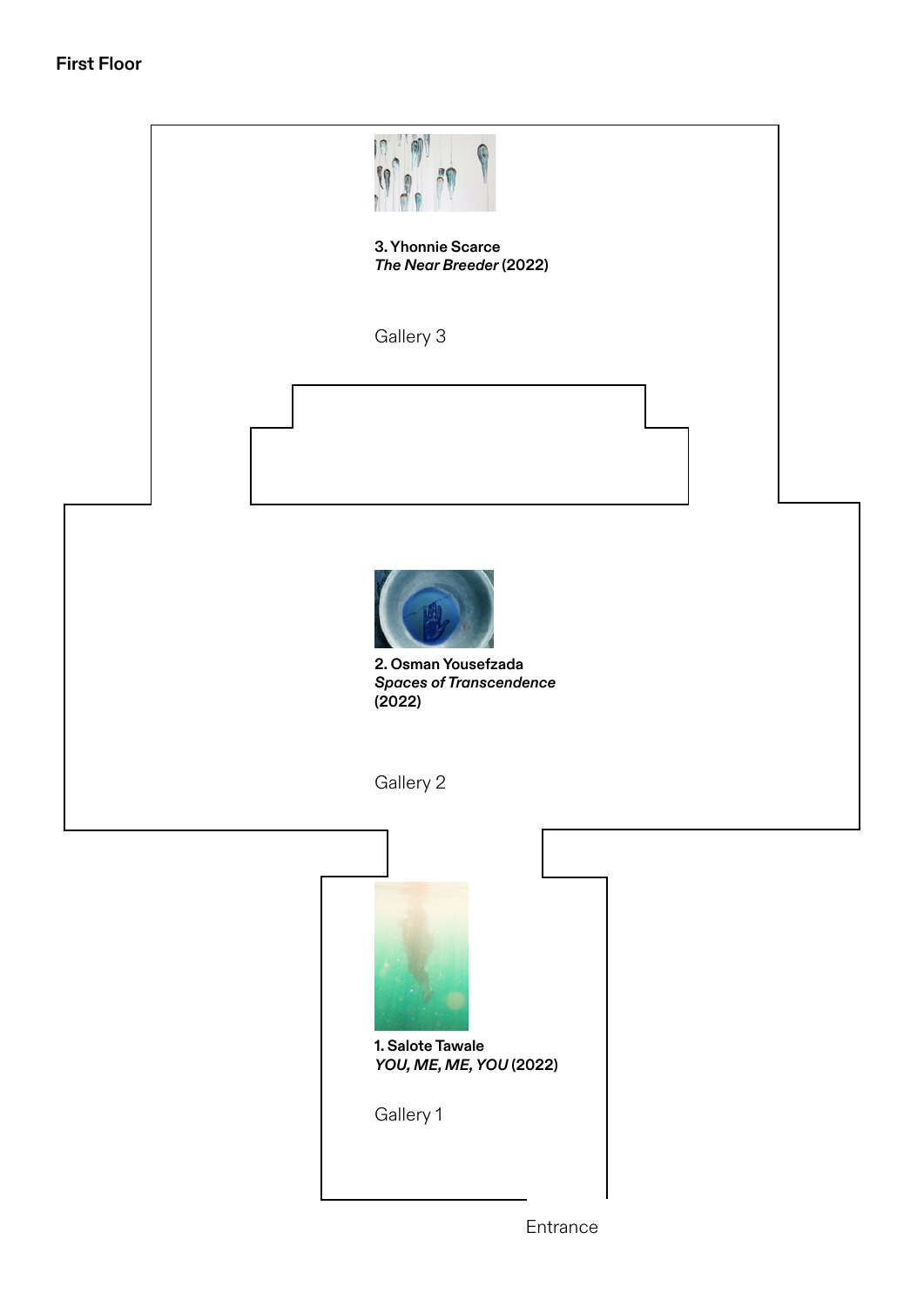**First Floor**

**3. Yhonnie Scarce**
***The Near Breeder* (2022)**

Gallery 3

**2. Osman Yousefzada**
***Spaces of Transcendence***
**(2022)**

Gallery 2

**1. Salote Tawale**
***YOU, ME, ME, YOU* (2022)**

Gallery 1

Entrance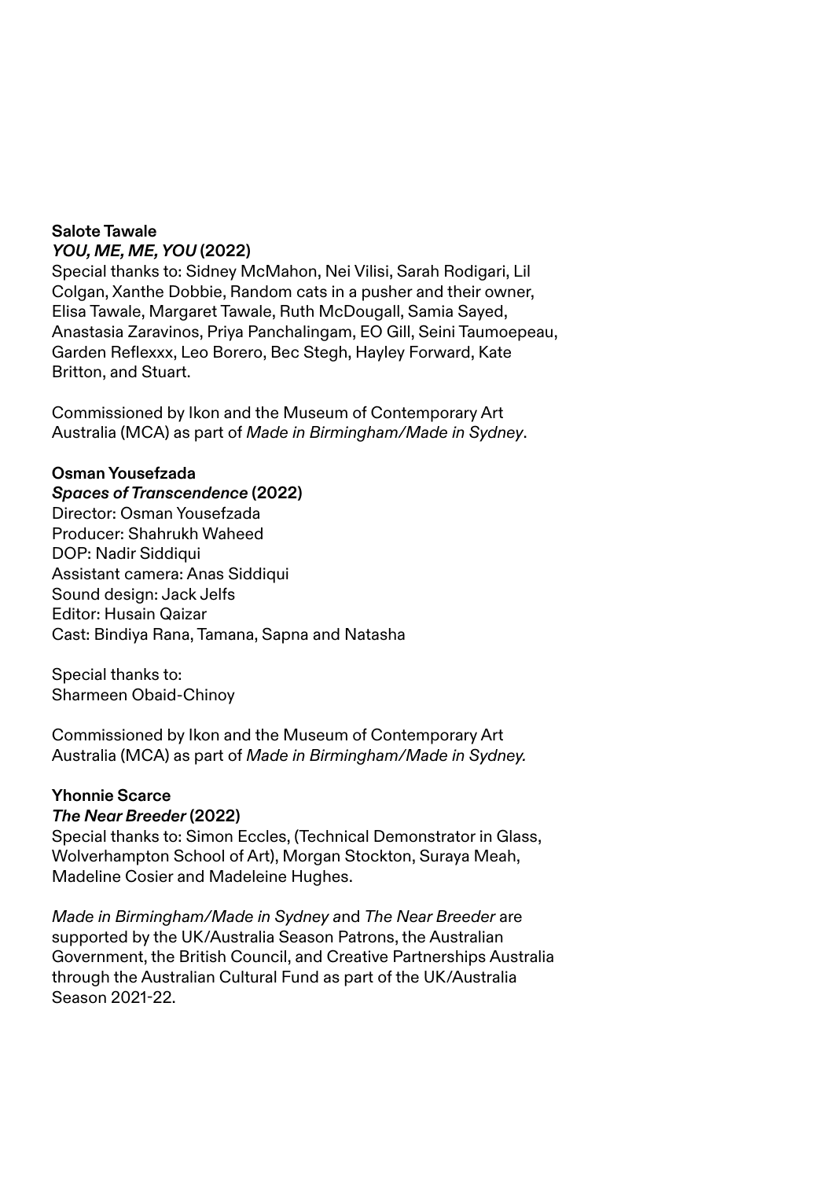**Salote Tawale**
***YOU, ME, ME, YOU* (2022)**
Special thanks to: Sidney McMahon, Nei Vilisi, Sarah Rodigari, Lil Colgan, Xanthe Dobbie, Random cats in a pusher and their owner, Elisa Tawale, Margaret Tawale, Ruth McDougall, Samia Sayed, Anastasia Zaravinos, Priya Panchalingam, EO Gill, Seini Taumoepeau, Garden Reflexxx, Leo Borero, Bec Stegh, Hayley Forward, Kate Britton, and Stuart.

Commissioned by Ikon and the Museum of Contemporary Art Australia (MCA) as part of *Made in Birmingham/Made in Sydney*.

**Osman Yousefzada**
***Spaces of Transcendence* (2022)**
Director: Osman Yousefzada
Producer: Shahrukh Waheed
DOP: Nadir Siddiqui
Assistant camera: Anas Siddiqui
Sound design: Jack Jelfs
Editor: Husain Qaizar
Cast: Bindiya Rana, Tamana, Sapna and Natasha

Special thanks to:
Sharmeen Obaid-Chinoy

Commissioned by Ikon and the Museum of Contemporary Art Australia (MCA) as part of *Made in Birmingham/Made in Sydney.*

**Yhonnie Scarce**
***The Near Breeder* (2022)**
Special thanks to: Simon Eccles, (Technical Demonstrator in Glass, Wolverhampton School of Art), Morgan Stockton, Suraya Meah, Madeline Cosier and Madeleine Hughes.

*Made in Birmingham/Made in Sydney a*nd *The Near Breeder* are supported by the UK/Australia Season Patrons, the Australian Government, the British Council, and Creative Partnerships Australia through the Australian Cultural Fund as part of the UK/Australia Season 2021-22.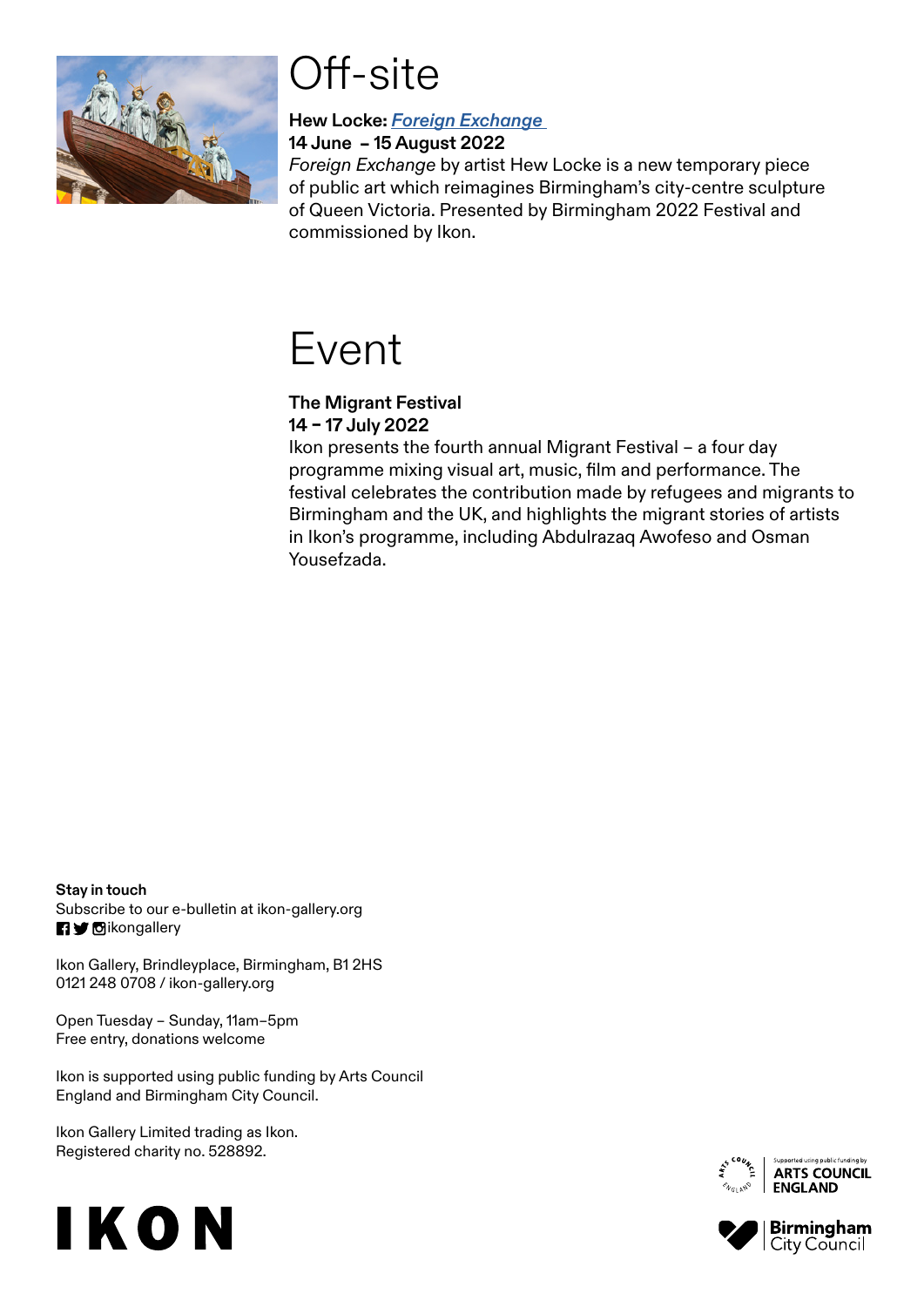# Off-site

**Hew Locke: *Foreign Exchange***
**14 June – 15 August 2022**
*Foreign Exchange* by artist Hew Locke is a new temporary piece of public art which reimagines Birmingham's city-centre sculpture of Queen Victoria. Presented by Birmingham 2022 Festival and commissioned by Ikon.

# Event

**The Migrant Festival**
**14 – 17 July 2022**
Ikon presents the fourth annual Migrant Festival – a four day programme mixing visual art, music, film and performance. The festival celebrates the contribution made by refugees and migrants to Birmingham and the UK, and highlights the migrant stories of artists in Ikon's programme, including Abdulrazaq Awofeso and Osman Yousefzada.

**Stay in touch**
Subscribe to our e-bulletin at ikon-gallery.org
ikongallery

Ikon Gallery, Brindleyplace, Birmingham, B1 2HS
0121 248 0708 / ikon-gallery.org

Open Tuesday – Sunday, 11am–5pm
Free entry, donations welcome

Ikon is supported using public funding by Arts Council England and Birmingham City Council.

Ikon Gallery Limited trading as Ikon.
Registered charity no. 528892.

IKON

Supported using public funding by ARTS COUNCIL ENGLAND

Birmingham City Council